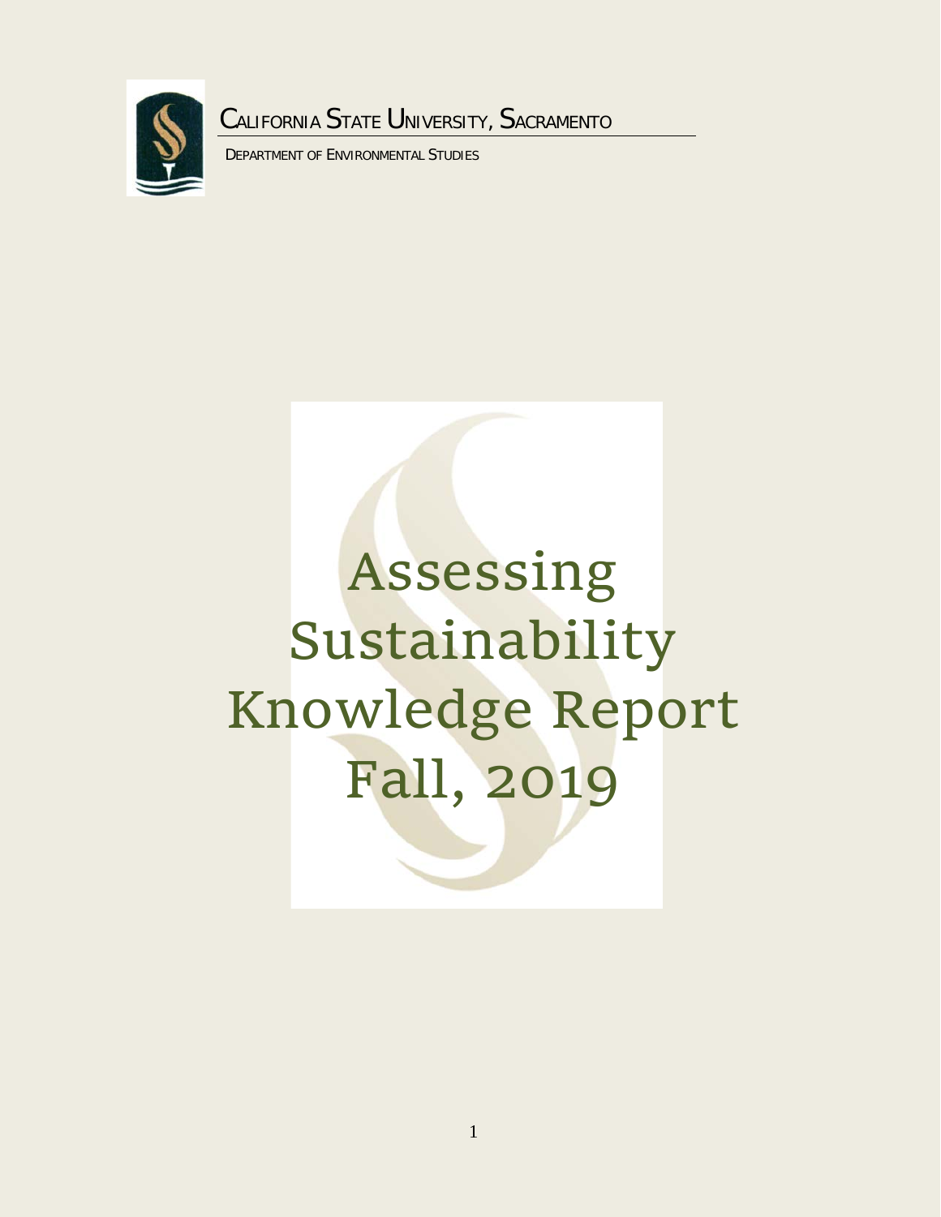CALIFORNIA STATE UNIVERSITY, SACRAMENTO

DEPARTMENT OF ENVIRONMENTAL STUDIES

# Assessing Sustainability Knowledge Report Fall, 2019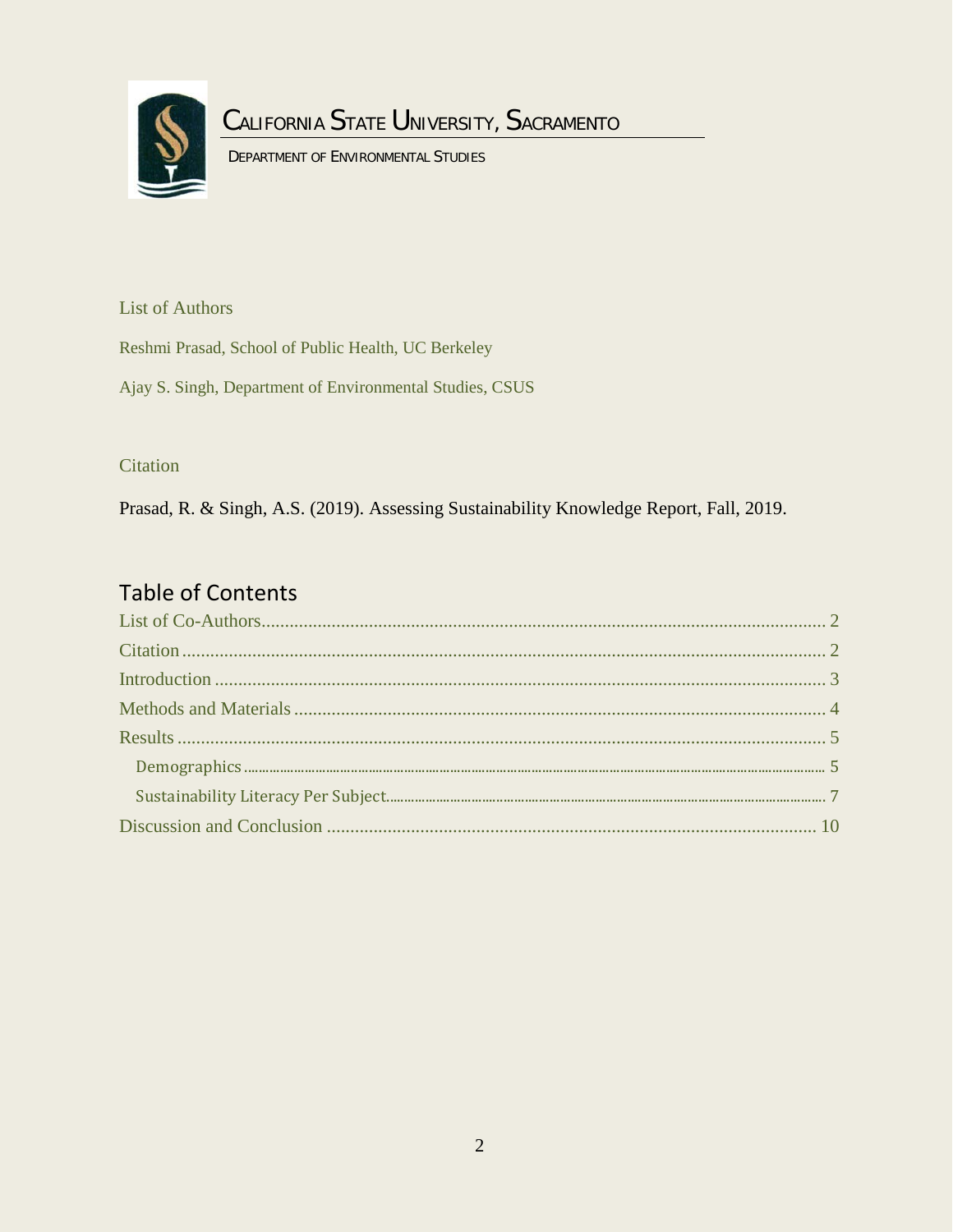# California State University, Sacramento

Department of Environmental Studies

## List of Authors

Reshmi Prasad, School of Public Health, UC Berkeley

Ajay S. Singh, Department of Environmental Studies, CSUS

## Citation

Prasad, R. & Singh, A.S. (2019). Assessing Sustainability Knowledge Report, Fall, 2019.

## Table of Contents

List of Co-Authors ........ 2
Citation ........ 2
Introduction ........ 3
Methods and Materials ........ 4
Results ........ 5
- Demographics ........ 5
- Sustainability Literacy Per Subject ........ 7

Discussion and Conclusion ........ 10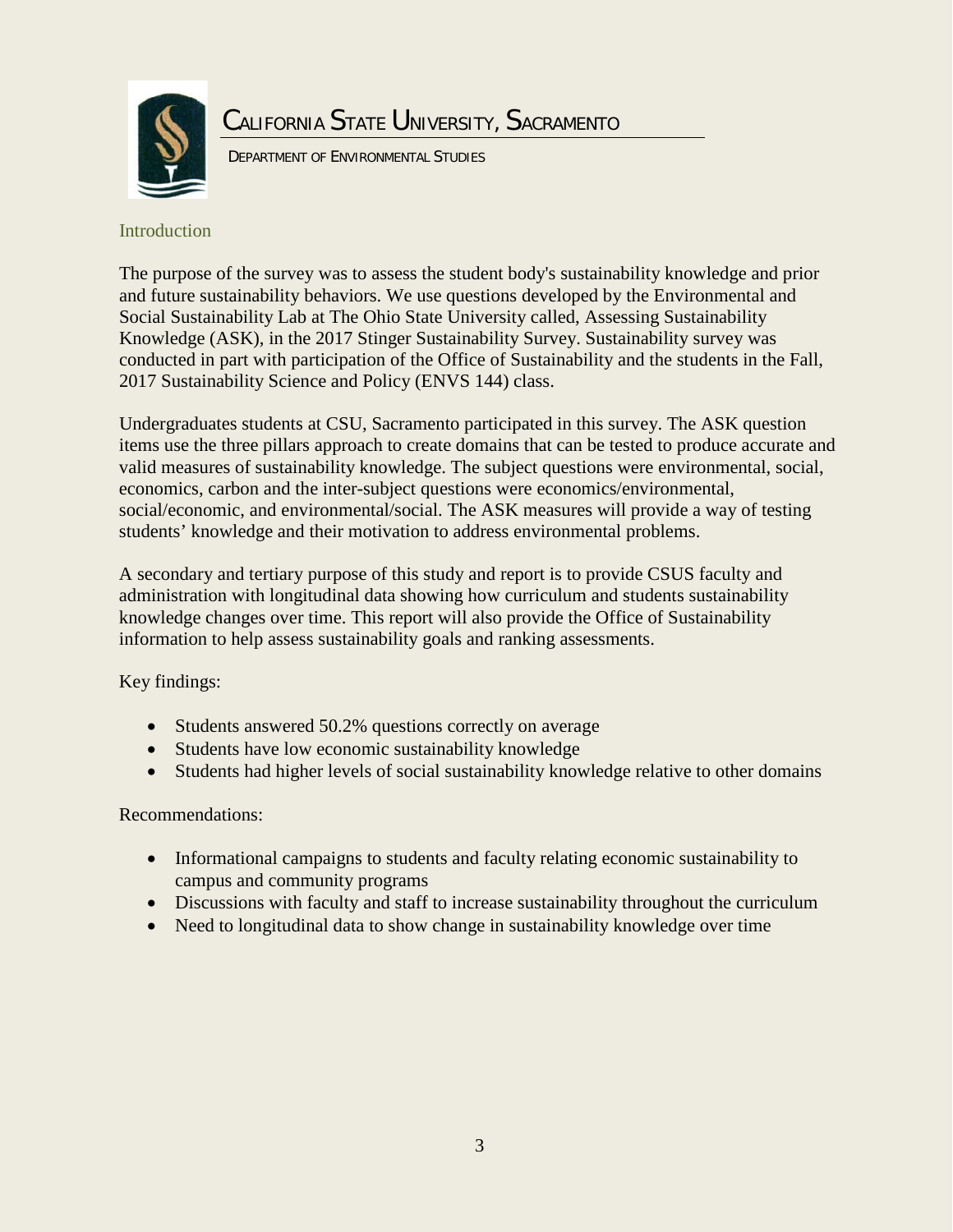# CALIFORNIA STATE UNIVERSITY, SACRAMENTO

DEPARTMENT OF ENVIRONMENTAL STUDIES

## Introduction

The purpose of the survey was to assess the student body's sustainability knowledge and prior and future sustainability behaviors. We use questions developed by the Environmental and Social Sustainability Lab at The Ohio State University called, Assessing Sustainability Knowledge (ASK), in the 2017 Stinger Sustainability Survey. Sustainability survey was conducted in part with participation of the Office of Sustainability and the students in the Fall, 2017 Sustainability Science and Policy (ENVS 144) class.

Undergraduates students at CSU, Sacramento participated in this survey. The ASK question items use the three pillars approach to create domains that can be tested to produce accurate and valid measures of sustainability knowledge. The subject questions were environmental, social, economics, carbon and the inter-subject questions were economics/environmental, social/economic, and environmental/social. The ASK measures will provide a way of testing students' knowledge and their motivation to address environmental problems.

A secondary and tertiary purpose of this study and report is to provide CSUS faculty and administration with longitudinal data showing how curriculum and students sustainability knowledge changes over time. This report will also provide the Office of Sustainability information to help assess sustainability goals and ranking assessments.

Key findings:

- Students answered 50.2% questions correctly on average
- Students have low economic sustainability knowledge
- Students had higher levels of social sustainability knowledge relative to other domains

Recommendations:

- Informational campaigns to students and faculty relating economic sustainability to campus and community programs
- Discussions with faculty and staff to increase sustainability throughout the curriculum
- Need to longitudinal data to show change in sustainability knowledge over time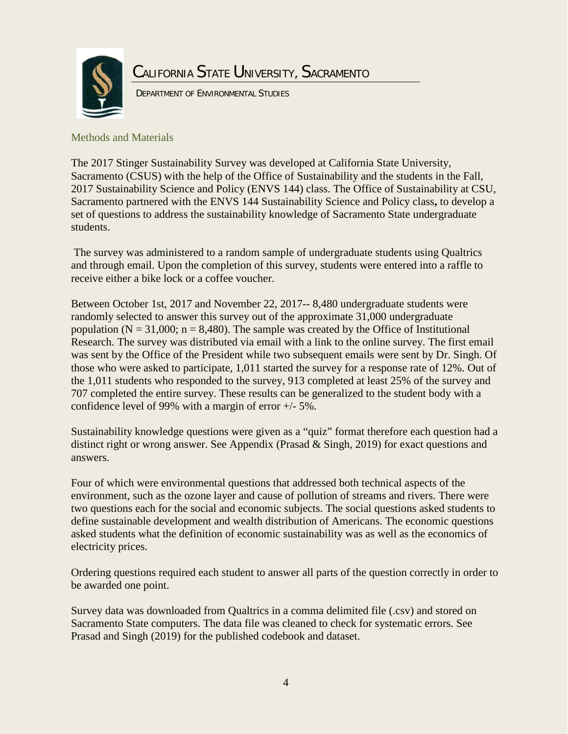CALIFORNIA STATE UNIVERSITY, SACRAMENTO

DEPARTMENT OF ENVIRONMENTAL STUDIES

## Methods and Materials

The 2017 Stinger Sustainability Survey was developed at California State University, Sacramento (CSUS) with the help of the Office of Sustainability and the students in the Fall, 2017 Sustainability Science and Policy (ENVS 144) class. The Office of Sustainability at CSU, Sacramento partnered with the ENVS 144 Sustainability Science and Policy class**,** to develop a set of questions to address the sustainability knowledge of Sacramento State undergraduate students.

The survey was administered to a random sample of undergraduate students using Qualtrics and through email. Upon the completion of this survey, students were entered into a raffle to receive either a bike lock or a coffee voucher.

Between October 1st, 2017 and November 22, 2017-- 8,480 undergraduate students were randomly selected to answer this survey out of the approximate 31,000 undergraduate population ($N = 31{,}000$; $n = 8{,}480$). The sample was created by the Office of Institutional Research. The survey was distributed via email with a link to the online survey. The first email was sent by the Office of the President while two subsequent emails were sent by Dr. Singh. Of those who were asked to participate, 1,011 started the survey for a response rate of 12%. Out of the 1,011 students who responded to the survey, 913 completed at least 25% of the survey and 707 completed the entire survey. These results can be generalized to the student body with a confidence level of 99% with a margin of error +/- 5%.

Sustainability knowledge questions were given as a "quiz" format therefore each question had a distinct right or wrong answer. See Appendix (Prasad & Singh, 2019) for exact questions and answers.

Four of which were environmental questions that addressed both technical aspects of the environment, such as the ozone layer and cause of pollution of streams and rivers. There were two questions each for the social and economic subjects. The social questions asked students to define sustainable development and wealth distribution of Americans. The economic questions asked students what the definition of economic sustainability was as well as the economics of electricity prices.

Ordering questions required each student to answer all parts of the question correctly in order to be awarded one point.

Survey data was downloaded from Qualtrics in a comma delimited file (.csv) and stored on Sacramento State computers. The data file was cleaned to check for systematic errors. See Prasad and Singh (2019) for the published codebook and dataset.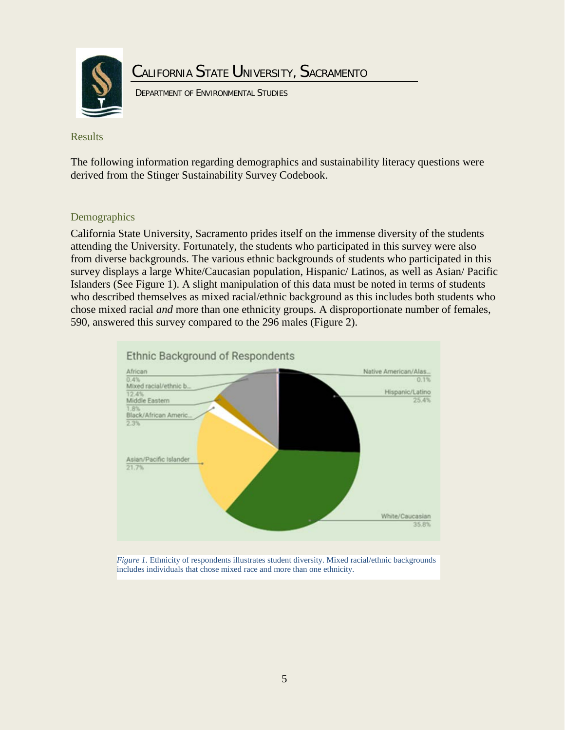## Results

The following information regarding demographics and sustainability literacy questions were derived from the Stinger Sustainability Survey Codebook.

### Demographics

California State University, Sacramento prides itself on the immense diversity of the students attending the University. Fortunately, the students who participated in this survey were also from diverse backgrounds. The various ethnic backgrounds of students who participated in this survey displays a large White/Caucasian population, Hispanic/ Latinos, as well as Asian/ Pacific Islanders (See Figure 1). A slight manipulation of this data must be noted in terms of students who described themselves as mixed racial/ethnic background as this includes both students who chose mixed racial *and* more than one ethnicity groups. A disproportionate number of females, 590, answered this survey compared to the 296 males (Figure 2).

Ethnic Background of Respondents

| Ethnic Background | Percentage |
|---|---|
| African | 0.4% |
| Mixed racial/ethnic b... | 12.4% |
| Middle Eastern | 1.8% |
| Black/African Americ... | 2.3% |
| Asian/Pacific Islander | 21.7% |
| Native American/Alas... | 0.1% |
| Hispanic/Latino | 25.4% |
| White/Caucasian | 35.8% |

*Figure 1.* Ethnicity of respondents illustrates student diversity. Mixed racial/ethnic backgrounds includes individuals that chose mixed race and more than one ethnicity.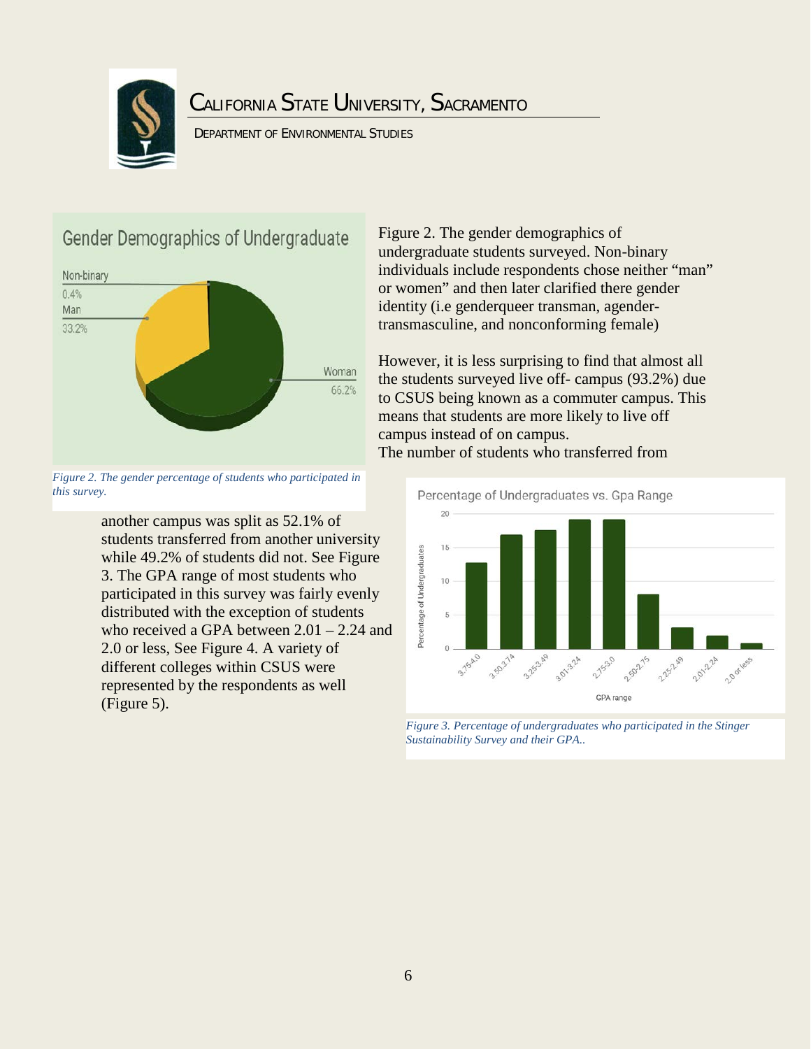*Figure 2. The gender percentage of students who participated in this survey.*

Figure 2. The gender demographics of undergraduate students surveyed. Non-binary individuals include respondents chose neither "man" or women" and then later clarified there gender identity (i.e genderqueer transman, agender-transmasculine, and nonconforming female)

However, it is less surprising to find that almost all the students surveyed live off- campus (93.2%) due to CSUS being known as a commuter campus. This means that students are more likely to live off campus instead of on campus.

The number of students who transferred from another campus was split as 52.1% of students transferred from another university while 49.2% of students did not. See Figure 3. The GPA range of most students who participated in this survey was fairly evenly distributed with the exception of students who received a GPA between 2.01 – 2.24 and 2.0 or less, See Figure 4. A variety of different colleges within CSUS were represented by the respondents as well (Figure 5).

*Figure 3. Percentage of undergraduates who participated in the Stinger Sustainability Survey and their GPA..*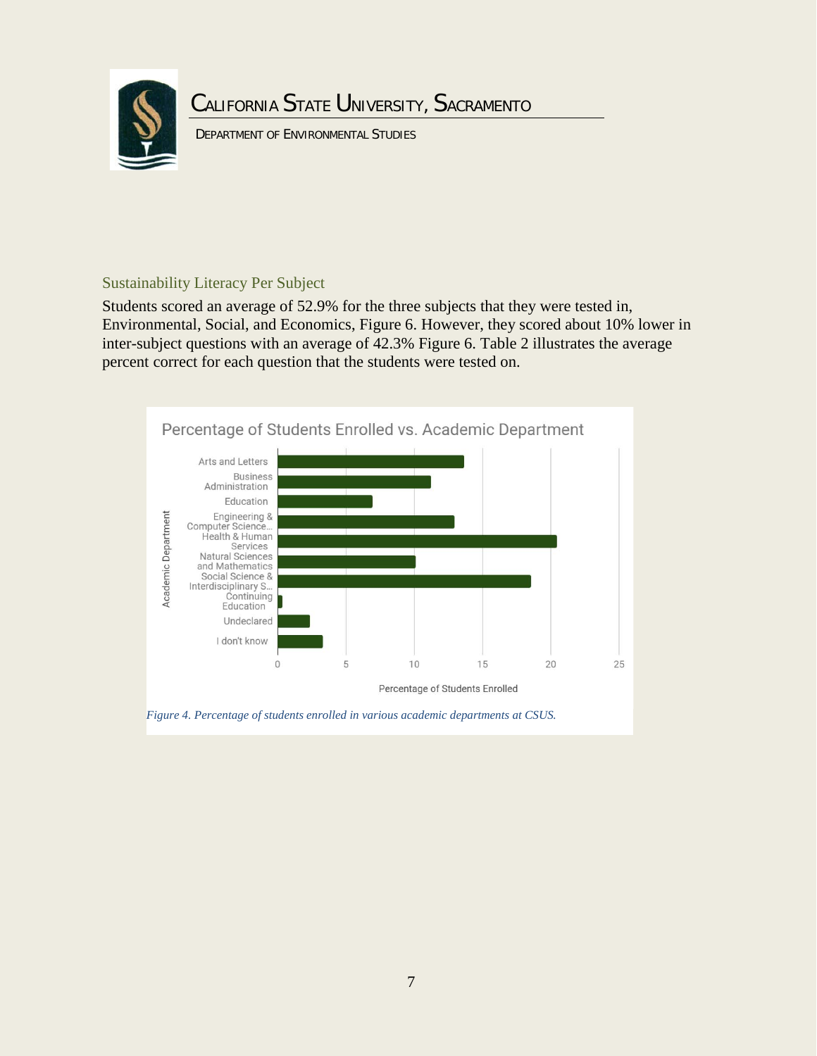## Sustainability Literacy Per Subject

Students scored an average of 52.9% for the three subjects that they were tested in, Environmental, Social, and Economics, Figure 6. However, they scored about 10% lower in inter-subject questions with an average of 42.3% Figure 6. Table 2 illustrates the average percent correct for each question that the students were tested on.

*Figure 4. Percentage of students enrolled in various academic departments at CSUS.*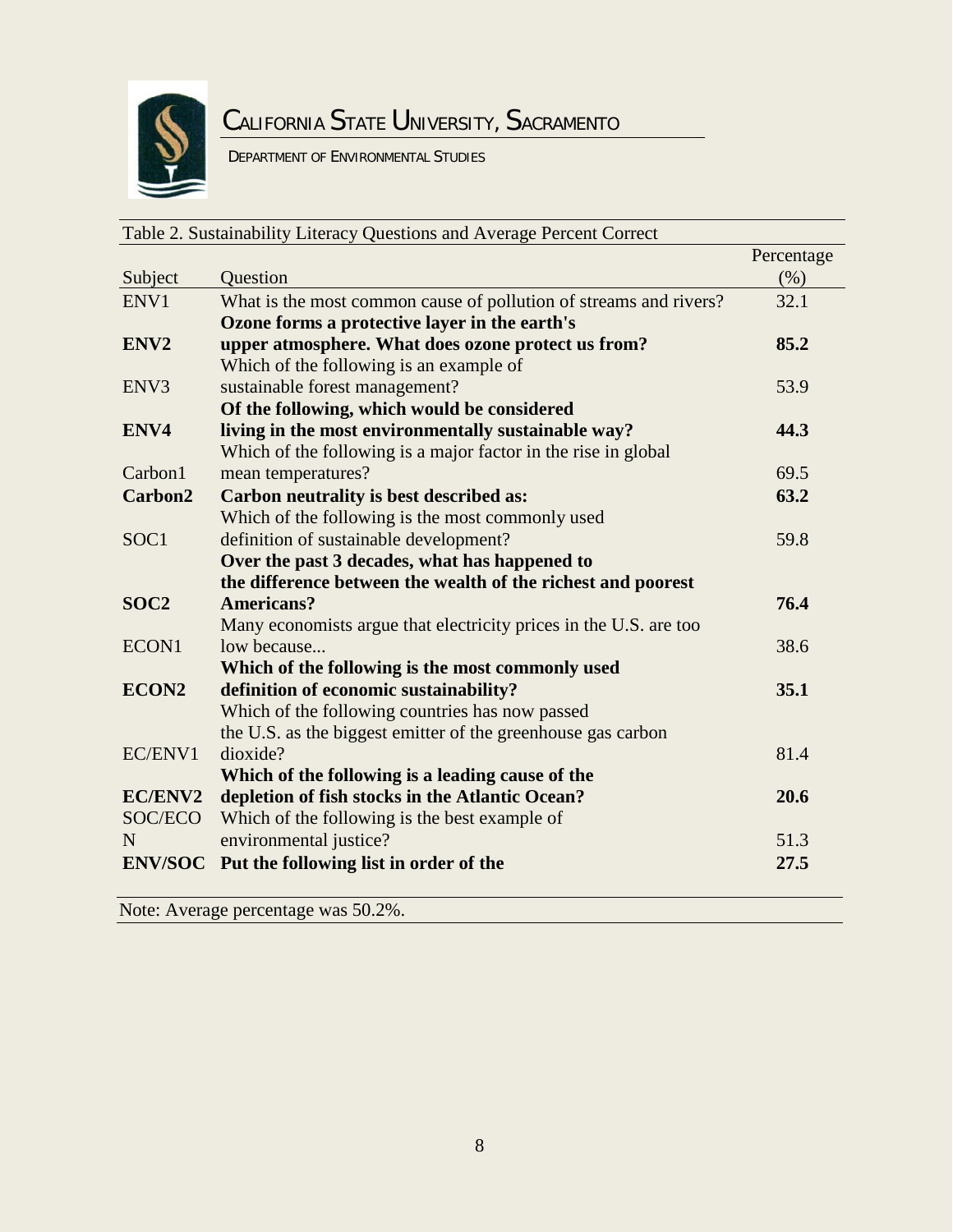Table 2. Sustainability Literacy Questions and Average Percent Correct

| Subject | Question | Percentage (%) |
|---|---|---|
| ENV1 | What is the most common cause of pollution of streams and rivers? | 32.1 |
| **ENV2** | **Ozone forms a protective layer in the earth's upper atmosphere. What does ozone protect us from?** | **85.2** |
| ENV3 | Which of the following is an example of sustainable forest management? | 53.9 |
| **ENV4** | **Of the following, which would be considered living in the most environmentally sustainable way?** | **44.3** |
| Carbon1 | Which of the following is a major factor in the rise in global mean temperatures? | 69.5 |
| **Carbon2** | **Carbon neutrality is best described as:** | **63.2** |
| SOC1 | Which of the following is the most commonly used definition of sustainable development? | 59.8 |
| **SOC2** | **Over the past 3 decades, what has happened to the difference between the wealth of the richest and poorest Americans?** | **76.4** |
| ECON1 | Many economists argue that electricity prices in the U.S. are too low because... | 38.6 |
| **ECON2** | **Which of the following is the most commonly used definition of economic sustainability?** | **35.1** |
| EC/ENV1 | Which of the following countries has now passed the U.S. as the biggest emitter of the greenhouse gas carbon dioxide? | 81.4 |
| **EC/ENV2** | **Which of the following is a leading cause of the depletion of fish stocks in the Atlantic Ocean?** | **20.6** |
| SOC/ECON | Which of the following is the best example of environmental justice? | 51.3 |
| **ENV/SOC** | **Put the following list in order of the** | **27.5** |

Note: Average percentage was 50.2%.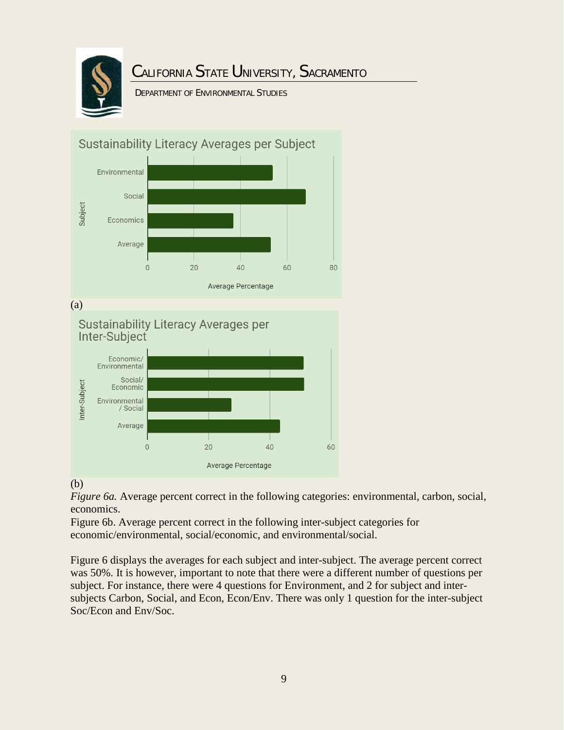(a)

(b)

*Figure 6a.* Average percent correct in the following categories: environmental, carbon, social, economics.

Figure 6b. Average percent correct in the following inter-subject categories for economic/environmental, social/economic, and environmental/social.

Figure 6 displays the averages for each subject and inter-subject. The average percent correct was 50%. It is however, important to note that there were a different number of questions per subject. For instance, there were 4 questions for Environment, and 2 for subject and inter-subjects Carbon, Social, and Econ, Econ/Env. There was only 1 question for the inter-subject Soc/Econ and Env/Soc.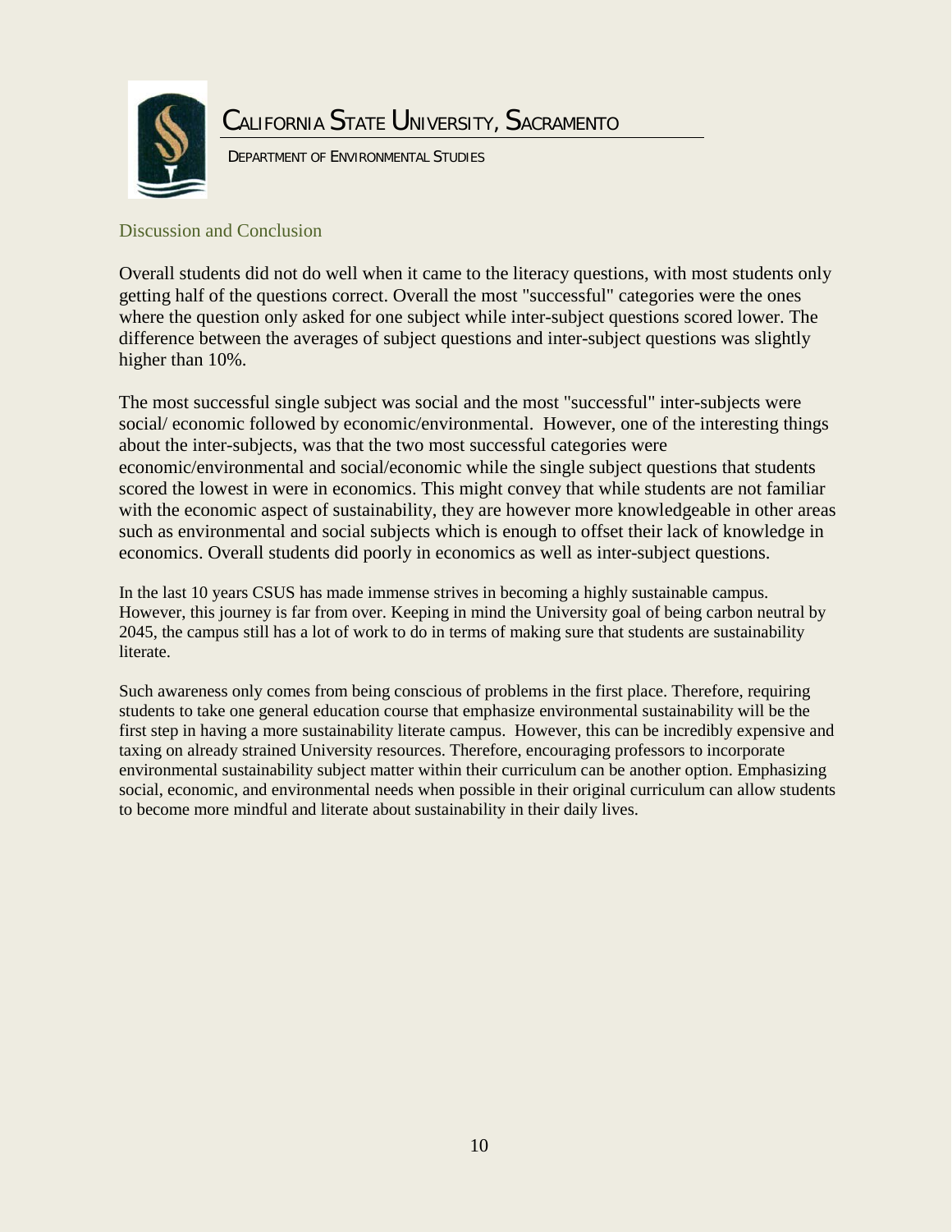## Discussion and Conclusion

Overall students did not do well when it came to the literacy questions, with most students only getting half of the questions correct. Overall the most "successful" categories were the ones where the question only asked for one subject while inter-subject questions scored lower. The difference between the averages of subject questions and inter-subject questions was slightly higher than 10%.

The most successful single subject was social and the most "successful" inter-subjects were social/ economic followed by economic/environmental. However, one of the interesting things about the inter-subjects, was that the two most successful categories were economic/environmental and social/economic while the single subject questions that students scored the lowest in were in economics. This might convey that while students are not familiar with the economic aspect of sustainability, they are however more knowledgeable in other areas such as environmental and social subjects which is enough to offset their lack of knowledge in economics. Overall students did poorly in economics as well as inter-subject questions.

In the last 10 years CSUS has made immense strives in becoming a highly sustainable campus. However, this journey is far from over. Keeping in mind the University goal of being carbon neutral by 2045, the campus still has a lot of work to do in terms of making sure that students are sustainability literate.

Such awareness only comes from being conscious of problems in the first place. Therefore, requiring students to take one general education course that emphasize environmental sustainability will be the first step in having a more sustainability literate campus. However, this can be incredibly expensive and taxing on already strained University resources. Therefore, encouraging professors to incorporate environmental sustainability subject matter within their curriculum can be another option. Emphasizing social, economic, and environmental needs when possible in their original curriculum can allow students to become more mindful and literate about sustainability in their daily lives.